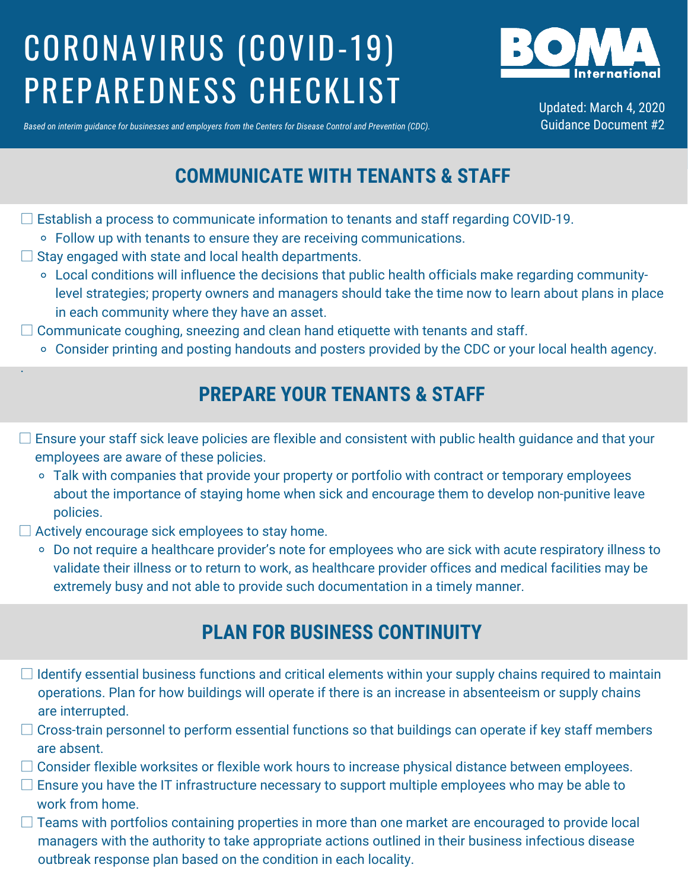# CORONAVIRUS (COVID-19) PREPAREDNESS CHECKLIST

BOMA International

Updated: March 4, 2020
Guidance Document #2

*Based on interim guidance for businesses and employers from the Centers for Disease Control and Prevention (CDC).*

## COMMUNICATE WITH TENANTS & STAFF

- ☐ Establish a process to communicate information to tenants and staff regarding COVID-19.
  - Follow up with tenants to ensure they are receiving communications.
- ☐ Stay engaged with state and local health departments.
  - Local conditions will influence the decisions that public health officials make regarding community-level strategies; property owners and managers should take the time now to learn about plans in place in each community where they have an asset.
- ☐ Communicate coughing, sneezing and clean hand etiquette with tenants and staff.
  - Consider printing and posting handouts and posters provided by the CDC or your local health agency.

## PREPARE YOUR TENANTS & STAFF

- ☐ Ensure your staff sick leave policies are flexible and consistent with public health guidance and that your employees are aware of these policies.
  - Talk with companies that provide your property or portfolio with contract or temporary employees about the importance of staying home when sick and encourage them to develop non-punitive leave policies.
- ☐ Actively encourage sick employees to stay home.
  - Do not require a healthcare provider's note for employees who are sick with acute respiratory illness to validate their illness or to return to work, as healthcare provider offices and medical facilities may be extremely busy and not able to provide such documentation in a timely manner.

## PLAN FOR BUSINESS CONTINUITY

- ☐ Identify essential business functions and critical elements within your supply chains required to maintain operations. Plan for how buildings will operate if there is an increase in absenteeism or supply chains are interrupted.
- ☐ Cross-train personnel to perform essential functions so that buildings can operate if key staff members are absent.
- ☐ Consider flexible worksites or flexible work hours to increase physical distance between employees.
- ☐ Ensure you have the IT infrastructure necessary to support multiple employees who may be able to work from home.
- ☐ Teams with portfolios containing properties in more than one market are encouraged to provide local managers with the authority to take appropriate actions outlined in their business infectious disease outbreak response plan based on the condition in each locality.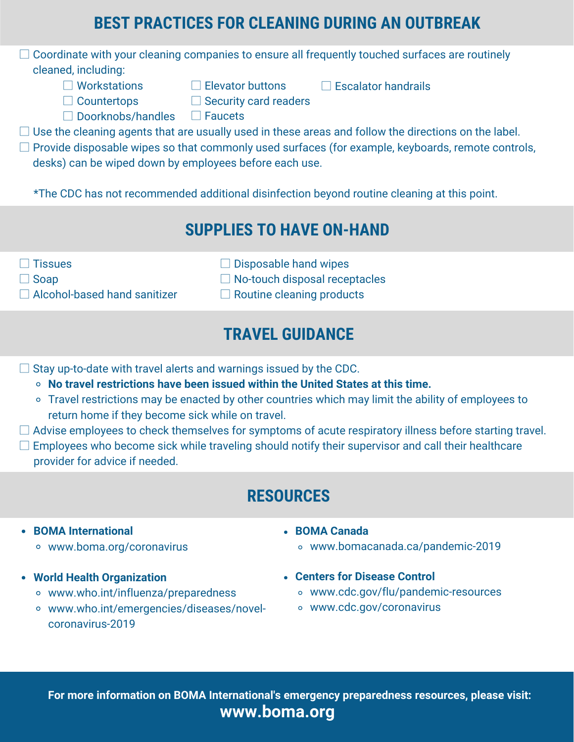## BEST PRACTICES FOR CLEANING DURING AN OUTBREAK

- ☐ Coordinate with your cleaning companies to ensure all frequently touched surfaces are routinely cleaned, including:
  - ☐ Workstations
  - ☐ Countertops
  - ☐ Doorknobs/handles
  - ☐ Elevator buttons
  - ☐ Security card readers
  - ☐ Faucets
  - ☐ Escalator handrails
- ☐ Use the cleaning agents that are usually used in these areas and follow the directions on the label.
- ☐ Provide disposable wipes so that commonly used surfaces (for example, keyboards, remote controls, desks) can be wiped down by employees before each use.

*The CDC has not recommended additional disinfection beyond routine cleaning at this point.

## SUPPLIES TO HAVE ON-HAND

- ☐ Tissues
- ☐ Soap
- ☐ Alcohol-based hand sanitizer
- ☐ Disposable hand wipes
- ☐ No-touch disposal receptacles
- ☐ Routine cleaning products

## TRAVEL GUIDANCE

- ☐ Stay up-to-date with travel alerts and warnings issued by the CDC.
  - **No travel restrictions have been issued within the United States at this time.**
  - Travel restrictions may be enacted by other countries which may limit the ability of employees to return home if they become sick while on travel.
- ☐ Advise employees to check themselves for symptoms of acute respiratory illness before starting travel.
- ☐ Employees who become sick while traveling should notify their supervisor and call their healthcare provider for advice if needed.

## RESOURCES

- **BOMA International**
  - www.boma.org/coronavirus
- **World Health Organization**
  - www.who.int/influenza/preparedness
  - www.who.int/emergencies/diseases/novel-coronavirus-2019
- **BOMA Canada**
  - www.bomacanada.ca/pandemic-2019
- **Centers for Disease Control**
  - www.cdc.gov/flu/pandemic-resources
  - www.cdc.gov/coronavirus

**For more information on BOMA International's emergency preparedness resources, please visit:**
**www.boma.org**